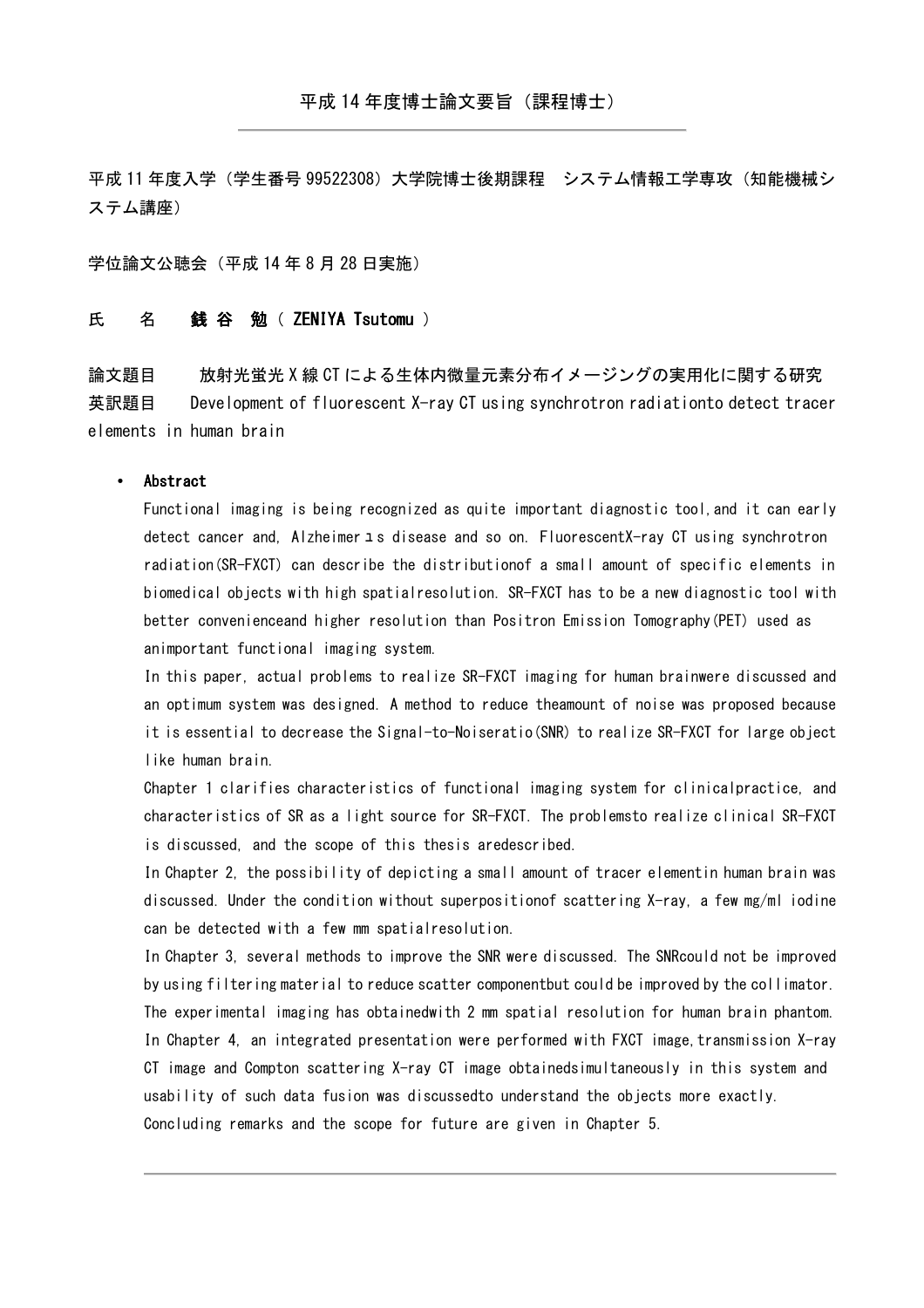## 平成 14 年度博士論文要旨（課程博士）

平成 11 年度入学（学生番号 99522308）大学院博士後期課程　システム情報工学専攻（知能機械システム講座）

学位論文公聴会（平成 14 年 8 月 28 日実施）

氏　名　**銭 谷　勉（ ZENIYA Tsutomu ）**

論文題目　　放射光蛍光 X 線 CT による生体内微量元素分布イメージングの実用化に関する研究
英訳題目　　Development of fluorescent X-ray CT using synchrotron radiationto detect tracer elements in human brain

- **Abstract**

  Functional imaging is being recognized as quite important diagnostic tool,and it can early detect cancer and, Alzheimerユs disease and so on. FluorescentX-ray CT using synchrotron radiation(SR-FXCT) can describe the distributionof a small amount of specific elements in biomedical objects with high spatialresolution. SR-FXCT has to be a new diagnostic tool with better convenienceand higher resolution than Positron Emission Tomography(PET) used as animportant functional imaging system.

  In this paper, actual problems to realize SR-FXCT imaging for human brainwere discussed and an optimum system was designed. A method to reduce theamount of noise was proposed because it is essential to decrease the Signal-to-Noiseratio(SNR) to realize SR-FXCT for large object like human brain.

  Chapter 1 clarifies characteristics of functional imaging system for clinicalpractice, and characteristics of SR as a light source for SR-FXCT. The problemsto realize clinical SR-FXCT is discussed, and the scope of this thesis aredescribed.

  In Chapter 2, the possibility of depicting a small amount of tracer elementin human brain was discussed. Under the condition without superpositionof scattering X-ray, a few mg/ml iodine can be detected with a few mm spatialresolution.

  In Chapter 3, several methods to improve the SNR were discussed. The SNRcould not be improved by using filtering material to reduce scatter componentbut could be improved by the collimator. The experimental imaging has obtainedwith 2 mm spatial resolution for human brain phantom.

  In Chapter 4, an integrated presentation were performed with FXCT image,transmission X-ray CT image and Compton scattering X-ray CT image obtainedsimultaneously in this system and usability of such data fusion was discussedto understand the objects more exactly.

  Concluding remarks and the scope for future are given in Chapter 5.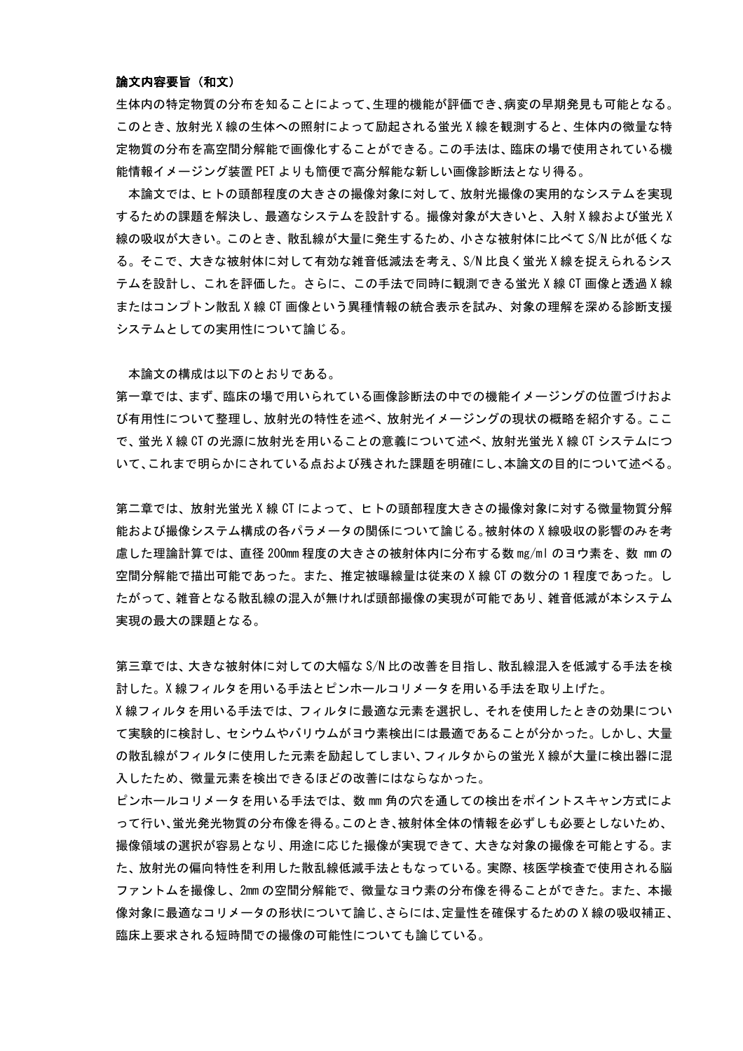**論文内容要旨（和文）**

生体内の特定物質の分布を知ることによって、生理的機能が評価でき、病変の早期発見も可能となる。このとき、放射光X線の生体への照射によって励起される蛍光X線を観測すると、生体内の微量な特定物質の分布を高空間分解能で画像化することができる。この手法は、臨床の場で使用されている機能情報イメージング装置PETよりも簡便で高分解能な新しい画像診断法となり得る。

本論文では、ヒトの頭部程度の大きさの撮像対象に対して、放射光撮像の実用的なシステムを実現するための課題を解決し、最適なシステムを設計する。撮像対象が大きいと、入射X線および蛍光X線の吸収が大きい。このとき、散乱線が大量に発生するため、小さな被射体に比べてS/N比が低くなる。そこで、大きな被射体に対して有効な雑音低減法を考え、S/N比良く蛍光X線を捉えられるシステムを設計し、これを評価した。さらに、この手法で同時に観測できる蛍光X線CT画像と透過X線またはコンプトン散乱X線CT画像という異種情報の統合表示を試み、対象の理解を深める診断支援システムとしての実用性について論じる。

本論文の構成は以下のとおりである。

第一章では、まず、臨床の場で用いられている画像診断法の中での機能イメージングの位置づけおよび有用性について整理し、放射光の特性を述べ、放射光イメージングの現状の概略を紹介する。ここで、蛍光X線CTの光源に放射光を用いることの意義について述べ、放射光蛍光X線CTシステムについて、これまで明らかにされている点および残された課題を明確にし、本論文の目的について述べる。

第二章では、放射光蛍光X線CTによって、ヒトの頭部程度大きさの撮像対象に対する微量物質分解能および撮像システム構成の各パラメータの関係について論じる。被射体のX線吸収の影響のみを考慮した理論計算では、直径200mm程度の大きさの被射体内に分布する数mg/mlのヨウ素を、数mmの空間分解能で描出可能であった。また、推定被曝線量は従来のX線CTの数分の1程度であった。したがって、雑音となる散乱線の混入が無ければ頭部撮像の実現が可能であり、雑音低減が本システム実現の最大の課題となる。

第三章では、大きな被射体に対しての大幅なS/N比の改善を目指し、散乱線混入を低減する手法を検討した。X線フィルタを用いる手法とピンホールコリメータを用いる手法を取り上げた。

X線フィルタを用いる手法では、フィルタに最適な元素を選択し、それを使用したときの効果について実験的に検討し、セシウムやバリウムがヨウ素検出には最適であることが分かった。しかし、大量の散乱線がフィルタに使用した元素を励起してしまい、フィルタからの蛍光X線が大量に検出器に混入したため、微量元素を検出できるほどの改善にはならなかった。

ピンホールコリメータを用いる手法では、数mm角の穴を通しての検出をポイントスキャン方式によって行い、蛍光発光物質の分布像を得る。このとき、被射体全体の情報を必ずしも必要としないため、撮像領域の選択が容易となり、用途に応じた撮像が実現できて、大きな対象の撮像を可能とする。また、放射光の偏向特性を利用した散乱線低減手法ともなっている。実際、核医学検査で使用される脳ファントムを撮像し、2mmの空間分解能で、微量なヨウ素の分布像を得ることができた。また、本撮像対象に最適なコリメータの形状について論じ、さらには、定量性を確保するためのX線の吸収補正、臨床上要求される短時間での撮像の可能性についても論じている。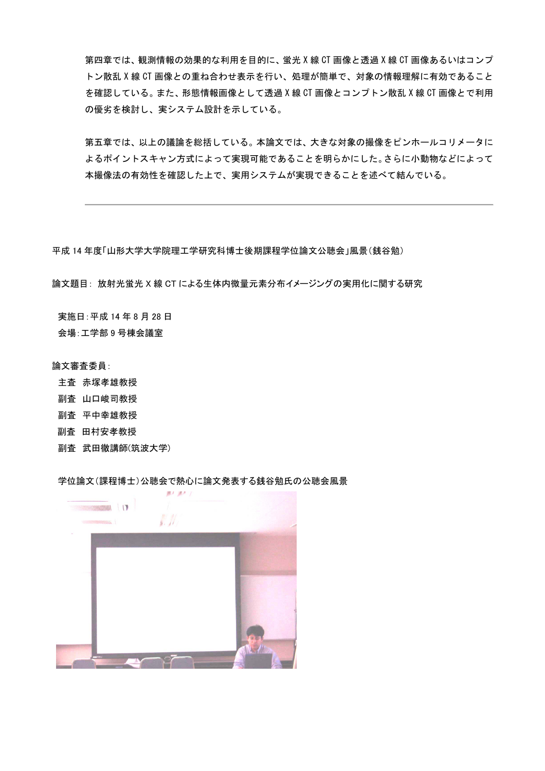第四章では、観測情報の効果的な利用を目的に、蛍光 X 線 CT 画像と透過 X 線 CT 画像あるいはコンプトン散乱 X 線 CT 画像との重ね合わせ表示を行い、処理が簡単で、対象の情報理解に有効であることを確認している。また、形態情報画像として透過 X 線 CT 画像とコンプトン散乱 X 線 CT 画像とで利用の優劣を検討し、実システム設計を示している。

第五章では、以上の議論を総括している。本論文では、大きな対象の撮像をピンホールコリメータによるポイントスキャン方式によって実現可能であることを明らかにした。さらに小動物などによって本撮像法の有効性を確認した上で、実用システムが実現できることを述べて結んでいる。

---

平成 14 年度「山形大学大学院理工学研究科博士後期課程学位論文公聴会」風景(銭谷勉)

論文題目: 放射光蛍光 X 線 CT による生体内微量元素分布イメージングの実用化に関する研究

実施日:平成 14 年 8 月 28 日
会場:工学部 9 号棟会議室

論文審査委員:
主査 赤塚孝雄教授
副査 山口峻司教授
副査 平中幸雄教授
副査 田村安孝教授
副査 武田徹講師(筑波大学)

学位論文(課程博士)公聴会で熱心に論文発表する銭谷勉氏の公聴会風景